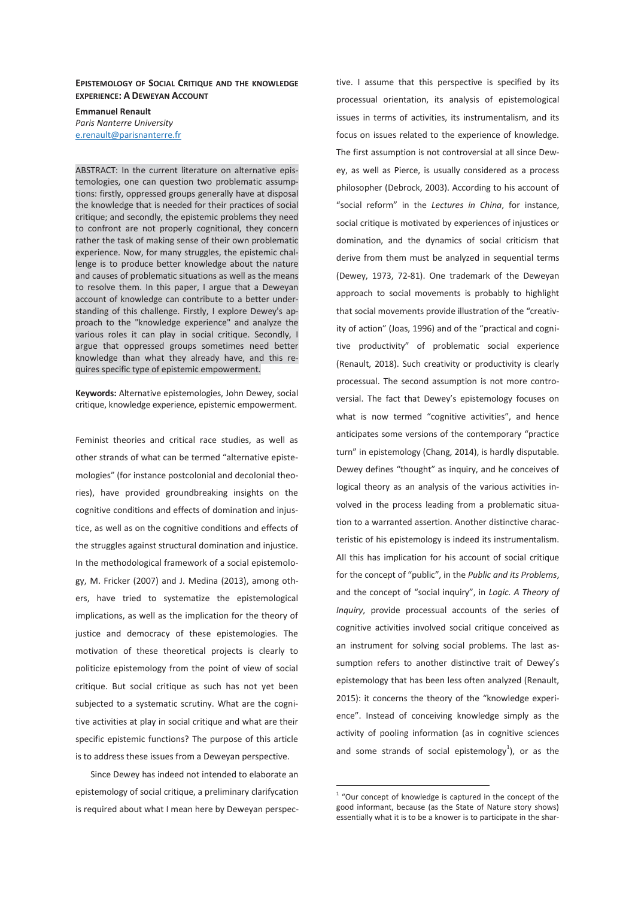**EPISTEMOLOGY OF SOCIAL CRITIQUE AND THE KNOWLEDGE EXPERIENCE: A DEWEYAN ACCOUNT**

**Emmanuel Renault**
*Paris Nanterre University*
e.renault@parisnanterre.fr

ABSTRACT: In the current literature on alternative epistemologies, one can question two problematic assumptions: firstly, oppressed groups generally have at disposal the knowledge that is needed for their practices of social critique; and secondly, the epistemic problems they need to confront are not properly cognitional, they concern rather the task of making sense of their own problematic experience. Now, for many struggles, the epistemic challenge is to produce better knowledge about the nature and causes of problematic situations as well as the means to resolve them. In this paper, I argue that a Deweyan account of knowledge can contribute to a better understanding of this challenge. Firstly, I explore Dewey's approach to the "knowledge experience" and analyze the various roles it can play in social critique. Secondly, I argue that oppressed groups sometimes need better knowledge than what they already have, and this requires specific type of epistemic empowerment.

**Keywords:** Alternative epistemologies, John Dewey, social critique, knowledge experience, epistemic empowerment.

Feminist theories and critical race studies, as well as other strands of what can be termed "alternative epistemologies" (for instance postcolonial and decolonial theories), have provided groundbreaking insights on the cognitive conditions and effects of domination and injustice, as well as on the cognitive conditions and effects of the struggles against structural domination and injustice. In the methodological framework of a social epistemology, M. Fricker (2007) and J. Medina (2013), among others, have tried to systematize the epistemological implications, as well as the implication for the theory of justice and democracy of these epistemologies. The motivation of these theoretical projects is clearly to politicize epistemology from the point of view of social critique. But social critique as such has not yet been subjected to a systematic scrutiny. What are the cognitive activities at play in social critique and what are their specific epistemic functions? The purpose of this article is to address these issues from a Deweyan perspective.

Since Dewey has indeed not intended to elaborate an epistemology of social critique, a preliminary clarifycation is required about what I mean here by Deweyan perspective. I assume that this perspective is specified by its processual orientation, its analysis of epistemological issues in terms of activities, its instrumentalism, and its focus on issues related to the experience of knowledge. The first assumption is not controversial at all since Dewey, as well as Pierce, is usually considered as a process philosopher (Debrock, 2003). According to his account of "social reform" in the *Lectures in China*, for instance, social critique is motivated by experiences of injustices or domination, and the dynamics of social criticism that derive from them must be analyzed in sequential terms (Dewey, 1973, 72-81). One trademark of the Deweyan approach to social movements is probably to highlight that social movements provide illustration of the "creativity of action" (Joas, 1996) and of the "practical and cognitive productivity" of problematic social experience (Renault, 2018). Such creativity or productivity is clearly processual. The second assumption is not more controversial. The fact that Dewey's epistemology focuses on what is now termed "cognitive activities", and hence anticipates some versions of the contemporary "practice turn" in epistemology (Chang, 2014), is hardly disputable. Dewey defines "thought" as inquiry, and he conceives of logical theory as an analysis of the various activities involved in the process leading from a problematic situation to a warranted assertion. Another distinctive characteristic of his epistemology is indeed its instrumentalism. All this has implication for his account of social critique for the concept of "public", in the *Public and its Problems*, and the concept of "social inquiry", in *Logic. A Theory of Inquiry*, provide processual accounts of the series of cognitive activities involved social critique conceived as an instrument for solving social problems. The last assumption refers to another distinctive trait of Dewey's epistemology that has been less often analyzed (Renault, 2015): it concerns the theory of the "knowledge experience". Instead of conceiving knowledge simply as the activity of pooling information (as in cognitive sciences and some strands of social epistemology[1]), or as the

[1] "Our concept of knowledge is captured in the concept of the good informant, because (as the State of Nature story shows) essentially what it is to be a knower is to participate in the shar-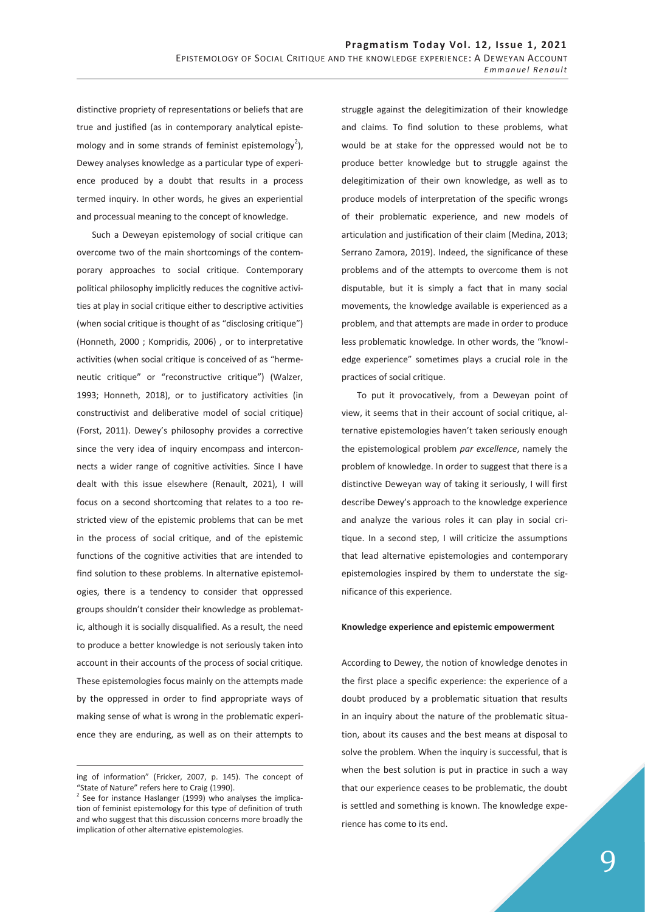distinctive propriety of representations or beliefs that are true and justified (as in contemporary analytical epistemology and in some strands of feminist epistemology[2]), Dewey analyses knowledge as a particular type of experience produced by a doubt that results in a process termed inquiry. In other words, he gives an experiential and processual meaning to the concept of knowledge.

Such a Deweyan epistemology of social critique can overcome two of the main shortcomings of the contemporary approaches to social critique. Contemporary political philosophy implicitly reduces the cognitive activities at play in social critique either to descriptive activities (when social critique is thought of as "disclosing critique") (Honneth, 2000 ; Kompridis, 2006) , or to interpretative activities (when social critique is conceived of as "hermeneutic critique" or "reconstructive critique") (Walzer, 1993; Honneth, 2018), or to justificatory activities (in constructivist and deliberative model of social critique) (Forst, 2011). Dewey's philosophy provides a corrective since the very idea of inquiry encompass and interconnects a wider range of cognitive activities. Since I have dealt with this issue elsewhere (Renault, 2021), I will focus on a second shortcoming that relates to a too restricted view of the epistemic problems that can be met in the process of social critique, and of the epistemic functions of the cognitive activities that are intended to find solution to these problems. In alternative epistemologies, there is a tendency to consider that oppressed groups shouldn't consider their knowledge as problematic, although it is socially disqualified. As a result, the need to produce a better knowledge is not seriously taken into account in their accounts of the process of social critique. These epistemologies focus mainly on the attempts made by the oppressed in order to find appropriate ways of making sense of what is wrong in the problematic experience they are enduring, as well as on their attempts to struggle against the delegitimization of their knowledge and claims. To find solution to these problems, what would be at stake for the oppressed would not be to produce better knowledge but to struggle against the delegitimization of their own knowledge, as well as to produce models of interpretation of the specific wrongs of their problematic experience, and new models of articulation and justification of their claim (Medina, 2013; Serrano Zamora, 2019). Indeed, the significance of these problems and of the attempts to overcome them is not disputable, but it is simply a fact that in many social movements, the knowledge available is experienced as a problem, and that attempts are made in order to produce less problematic knowledge. In other words, the "knowledge experience" sometimes plays a crucial role in the practices of social critique.

To put it provocatively, from a Deweyan point of view, it seems that in their account of social critique, alternative epistemologies haven't taken seriously enough the epistemological problem *par excellence*, namely the problem of knowledge. In order to suggest that there is a distinctive Deweyan way of taking it seriously, I will first describe Dewey's approach to the knowledge experience and analyze the various roles it can play in social critique. In a second step, I will criticize the assumptions that lead alternative epistemologies and contemporary epistemologies inspired by them to understate the significance of this experience.

## Knowledge experience and epistemic empowerment

According to Dewey, the notion of knowledge denotes in the first place a specific experience: the experience of a doubt produced by a problematic situation that results in an inquiry about the nature of the problematic situation, about its causes and the best means at disposal to solve the problem. When the inquiry is successful, that is when the best solution is put in practice in such a way that our experience ceases to be problematic, the doubt is settled and something is known. The knowledge experience has come to its end.

---

ing of information" (Fricker, 2007, p. 145). The concept of "State of Nature" refers here to Craig (1990).

[2] See for instance Haslanger (1999) who analyses the implication of feminist epistemology for this type of definition of truth and who suggest that this discussion concerns more broadly the implication of other alternative epistemologies.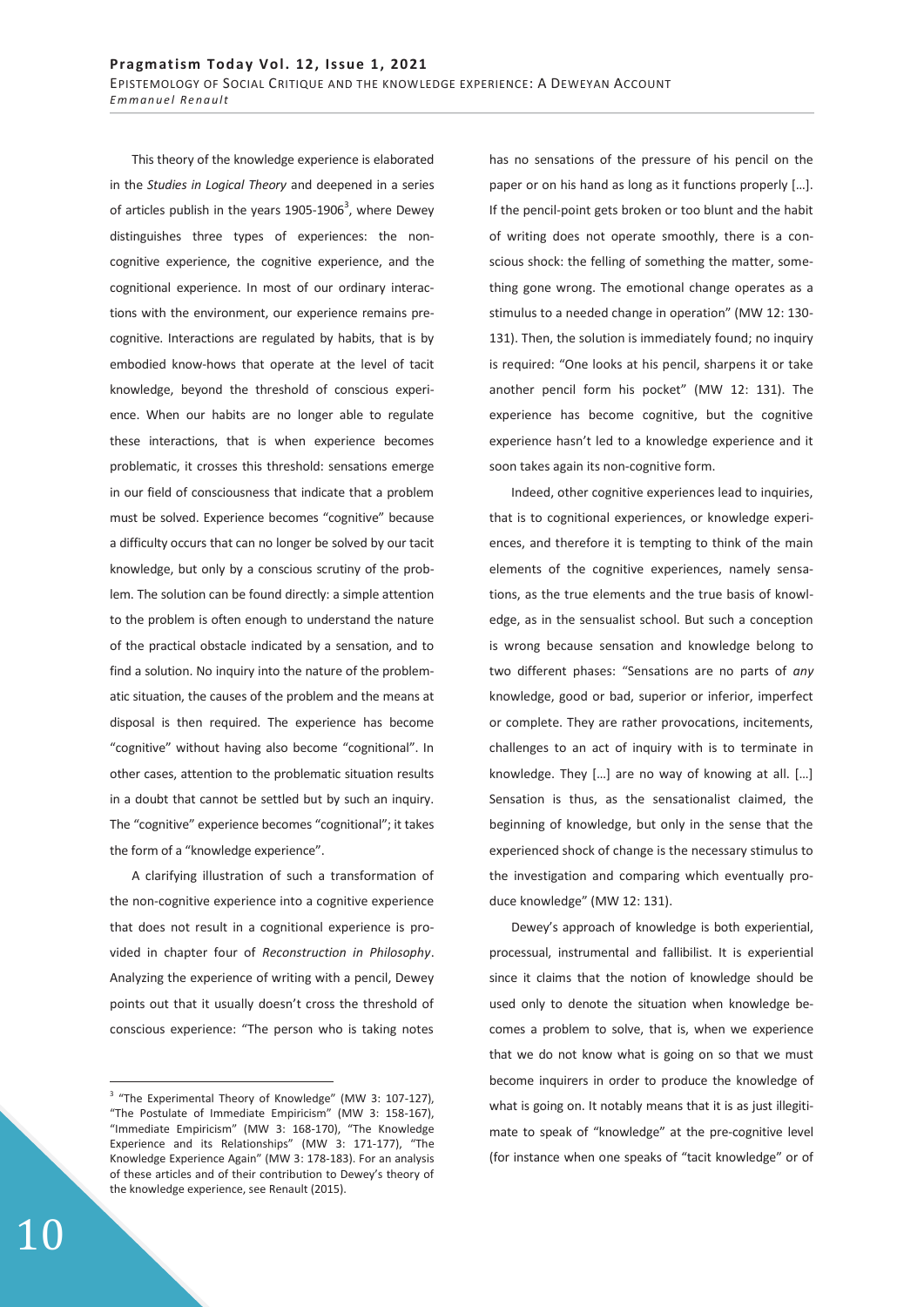This theory of the knowledge experience is elaborated in the *Studies in Logical Theory* and deepened in a series of articles publish in the years 1905-1906[3], where Dewey distinguishes three types of experiences: the non-cognitive experience, the cognitive experience, and the cognitional experience. In most of our ordinary interactions with the environment, our experience remains pre-cognitive. Interactions are regulated by habits, that is by embodied know-hows that operate at the level of tacit knowledge, beyond the threshold of conscious experience. When our habits are no longer able to regulate these interactions, that is when experience becomes problematic, it crosses this threshold: sensations emerge in our field of consciousness that indicate that a problem must be solved. Experience becomes "cognitive" because a difficulty occurs that can no longer be solved by our tacit knowledge, but only by a conscious scrutiny of the problem. The solution can be found directly: a simple attention to the problem is often enough to understand the nature of the practical obstacle indicated by a sensation, and to find a solution. No inquiry into the nature of the problematic situation, the causes of the problem and the means at disposal is then required. The experience has become "cognitive" without having also become "cognitional". In other cases, attention to the problematic situation results in a doubt that cannot be settled but by such an inquiry. The "cognitive" experience becomes "cognitional"; it takes the form of a "knowledge experience".

A clarifying illustration of such a transformation of the non-cognitive experience into a cognitive experience that does not result in a cognitional experience is provided in chapter four of *Reconstruction in Philosophy*. Analyzing the experience of writing with a pencil, Dewey points out that it usually doesn't cross the threshold of conscious experience: "The person who is taking notes has no sensations of the pressure of his pencil on the paper or on his hand as long as it functions properly […]. If the pencil-point gets broken or too blunt and the habit of writing does not operate smoothly, there is a conscious shock: the felling of something the matter, something gone wrong. The emotional change operates as a stimulus to a needed change in operation" (MW 12: 130-131). Then, the solution is immediately found; no inquiry is required: "One looks at his pencil, sharpens it or take another pencil form his pocket" (MW 12: 131). The experience has become cognitive, but the cognitive experience hasn't led to a knowledge experience and it soon takes again its non-cognitive form.

Indeed, other cognitive experiences lead to inquiries, that is to cognitional experiences, or knowledge experiences, and therefore it is tempting to think of the main elements of the cognitive experiences, namely sensations, as the true elements and the true basis of knowledge, as in the sensualist school. But such a conception is wrong because sensation and knowledge belong to two different phases: "Sensations are no parts of *any* knowledge, good or bad, superior or inferior, imperfect or complete. They are rather provocations, incitements, challenges to an act of inquiry with is to terminate in knowledge. They […] are no way of knowing at all. […] Sensation is thus, as the sensationalist claimed, the beginning of knowledge, but only in the sense that the experienced shock of change is the necessary stimulus to the investigation and comparing which eventually produce knowledge" (MW 12: 131).

Dewey's approach of knowledge is both experiential, processual, instrumental and fallibilist. It is experiential since it claims that the notion of knowledge should be used only to denote the situation when knowledge becomes a problem to solve, that is, when we experience that we do not know what is going on so that we must become inquirers in order to produce the knowledge of what is going on. It notably means that it is as just illegitimate to speak of "knowledge" at the pre-cognitive level (for instance when one speaks of "tacit knowledge" or of

[3] "The Experimental Theory of Knowledge" (MW 3: 107-127), "The Postulate of Immediate Empiricism" (MW 3: 158-167), "Immediate Empiricism" (MW 3: 168-170), "The Knowledge Experience and its Relationships" (MW 3: 171-177), "The Knowledge Experience Again" (MW 3: 178-183). For an analysis of these articles and of their contribution to Dewey's theory of the knowledge experience, see Renault (2015).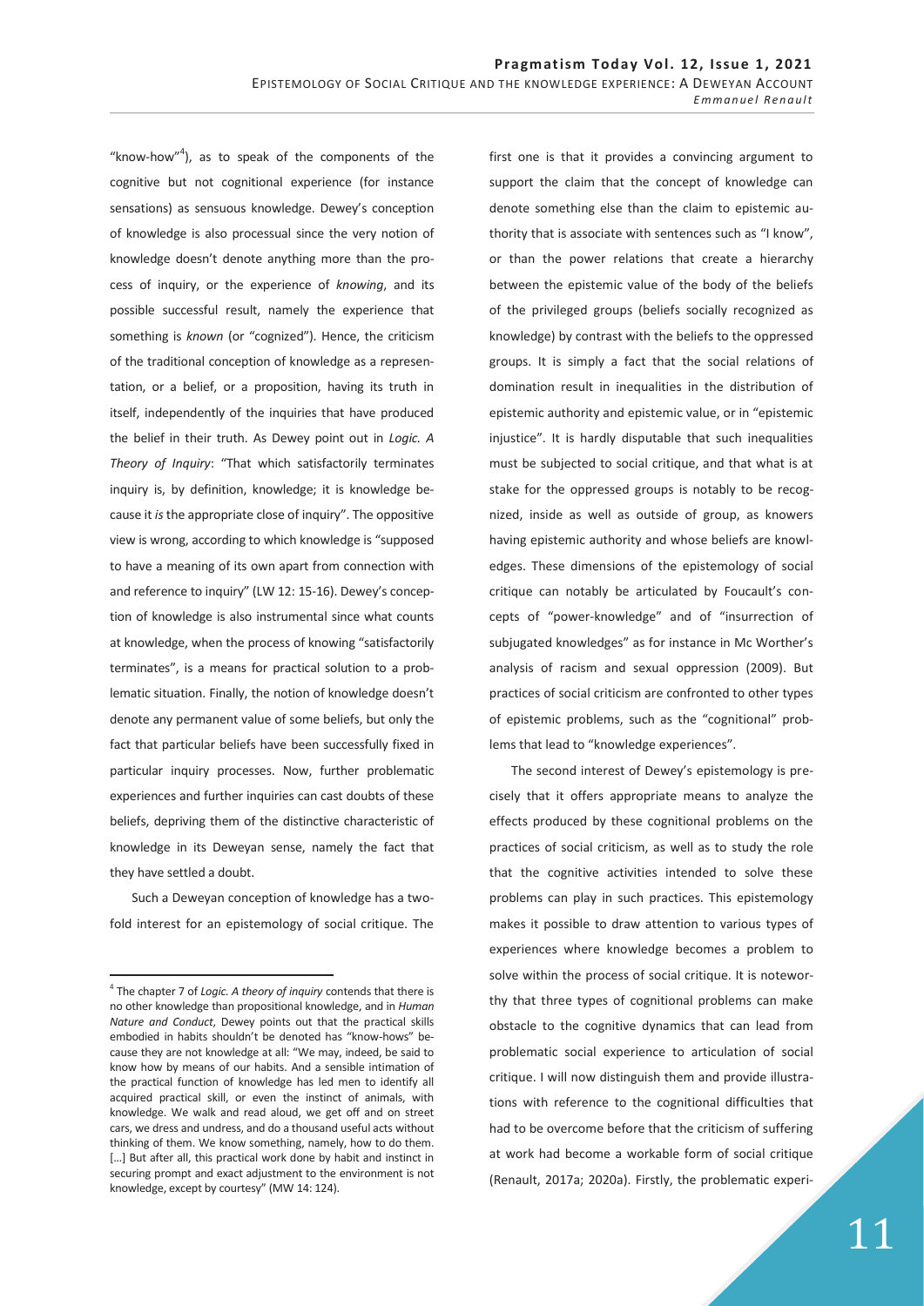"know-how"[4]), as to speak of the components of the cognitive but not cognitional experience (for instance sensations) as sensuous knowledge. Dewey's conception of knowledge is also processual since the very notion of knowledge doesn't denote anything more than the process of inquiry, or the experience of *knowing*, and its possible successful result, namely the experience that something is *known* (or "cognized"). Hence, the criticism of the traditional conception of knowledge as a representation, or a belief, or a proposition, having its truth in itself, independently of the inquiries that have produced the belief in their truth. As Dewey point out in *Logic. A Theory of Inquiry*: "That which satisfactorily terminates inquiry is, by definition, knowledge; it is knowledge because it *is* the appropriate close of inquiry". The oppositive view is wrong, according to which knowledge is "supposed to have a meaning of its own apart from connection with and reference to inquiry" (LW 12: 15-16). Dewey's conception of knowledge is also instrumental since what counts at knowledge, when the process of knowing "satisfactorily terminates", is a means for practical solution to a problematic situation. Finally, the notion of knowledge doesn't denote any permanent value of some beliefs, but only the fact that particular beliefs have been successfully fixed in particular inquiry processes. Now, further problematic experiences and further inquiries can cast doubts of these beliefs, depriving them of the distinctive characteristic of knowledge in its Deweyan sense, namely the fact that they have settled a doubt.

Such a Deweyan conception of knowledge has a twofold interest for an epistemology of social critique. The first one is that it provides a convincing argument to support the claim that the concept of knowledge can denote something else than the claim to epistemic authority that is associate with sentences such as "I know", or than the power relations that create a hierarchy between the epistemic value of the body of the beliefs of the privileged groups (beliefs socially recognized as knowledge) by contrast with the beliefs to the oppressed groups. It is simply a fact that the social relations of domination result in inequalities in the distribution of epistemic authority and epistemic value, or in "epistemic injustice". It is hardly disputable that such inequalities must be subjected to social critique, and that what is at stake for the oppressed groups is notably to be recognized, inside as well as outside of group, as knowers having epistemic authority and whose beliefs are knowledges. These dimensions of the epistemology of social critique can notably be articulated by Foucault's concepts of "power-knowledge" and of "insurrection of subjugated knowledges" as for instance in Mc Worther's analysis of racism and sexual oppression (2009). But practices of social criticism are confronted to other types of epistemic problems, such as the "cognitional" problems that lead to "knowledge experiences".

The second interest of Dewey's epistemology is precisely that it offers appropriate means to analyze the effects produced by these cognitional problems on the practices of social criticism, as well as to study the role that the cognitive activities intended to solve these problems can play in such practices. This epistemology makes it possible to draw attention to various types of experiences where knowledge becomes a problem to solve within the process of social critique. It is noteworthy that three types of cognitional problems can make obstacle to the cognitive dynamics that can lead from problematic social experience to articulation of social critique. I will now distinguish them and provide illustrations with reference to the cognitional difficulties that had to be overcome before that the criticism of suffering at work had become a workable form of social critique (Renault, 2017a; 2020a). Firstly, the problematic experi-

[4] The chapter 7 of *Logic. A theory of inquiry* contends that there is no other knowledge than propositional knowledge, and in *Human Nature and Conduct*, Dewey points out that the practical skills embodied in habits shouldn't be denoted has "know-hows" because they are not knowledge at all: "We may, indeed, be said to know how by means of our habits. And a sensible intimation of the practical function of knowledge has led men to identify all acquired practical skill, or even the instinct of animals, with knowledge. We walk and read aloud, we get off and on street cars, we dress and undress, and do a thousand useful acts without thinking of them. We know something, namely, how to do them. […] But after all, this practical work done by habit and instinct in securing prompt and exact adjustment to the environment is not knowledge, except by courtesy" (MW 14: 124).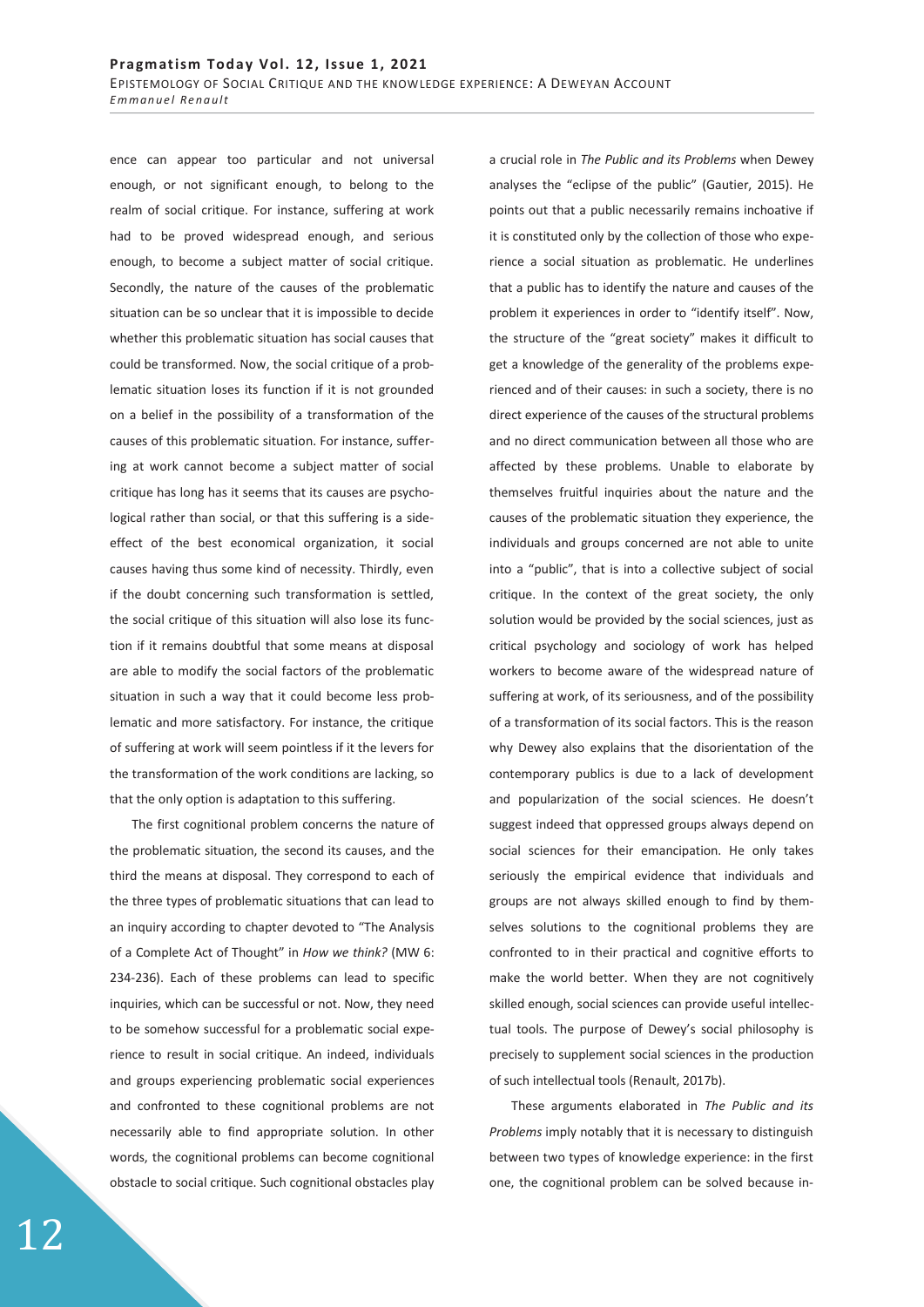ence can appear too particular and not universal enough, or not significant enough, to belong to the realm of social critique. For instance, suffering at work had to be proved widespread enough, and serious enough, to become a subject matter of social critique. Secondly, the nature of the causes of the problematic situation can be so unclear that it is impossible to decide whether this problematic situation has social causes that could be transformed. Now, the social critique of a problematic situation loses its function if it is not grounded on a belief in the possibility of a transformation of the causes of this problematic situation. For instance, suffering at work cannot become a subject matter of social critique has long has it seems that its causes are psychological rather than social, or that this suffering is a side-effect of the best economical organization, it social causes having thus some kind of necessity. Thirdly, even if the doubt concerning such transformation is settled, the social critique of this situation will also lose its function if it remains doubtful that some means at disposal are able to modify the social factors of the problematic situation in such a way that it could become less problematic and more satisfactory. For instance, the critique of suffering at work will seem pointless if it the levers for the transformation of the work conditions are lacking, so that the only option is adaptation to this suffering.

The first cognitional problem concerns the nature of the problematic situation, the second its causes, and the third the means at disposal. They correspond to each of the three types of problematic situations that can lead to an inquiry according to chapter devoted to "The Analysis of a Complete Act of Thought" in *How we think?* (MW 6: 234-236). Each of these problems can lead to specific inquiries, which can be successful or not. Now, they need to be somehow successful for a problematic social experience to result in social critique. An indeed, individuals and groups experiencing problematic social experiences and confronted to these cognitional problems are not necessarily able to find appropriate solution. In other words, the cognitional problems can become cognitional obstacle to social critique. Such cognitional obstacles play a crucial role in *The Public and its Problems* when Dewey analyses the "eclipse of the public" (Gautier, 2015). He points out that a public necessarily remains inchoative if it is constituted only by the collection of those who experience a social situation as problematic. He underlines that a public has to identify the nature and causes of the problem it experiences in order to "identify itself". Now, the structure of the "great society" makes it difficult to get a knowledge of the generality of the problems experienced and of their causes: in such a society, there is no direct experience of the causes of the structural problems and no direct communication between all those who are affected by these problems. Unable to elaborate by themselves fruitful inquiries about the nature and the causes of the problematic situation they experience, the individuals and groups concerned are not able to unite into a "public", that is into a collective subject of social critique. In the context of the great society, the only solution would be provided by the social sciences, just as critical psychology and sociology of work has helped workers to become aware of the widespread nature of suffering at work, of its seriousness, and of the possibility of a transformation of its social factors. This is the reason why Dewey also explains that the disorientation of the contemporary publics is due to a lack of development and popularization of the social sciences. He doesn't suggest indeed that oppressed groups always depend on social sciences for their emancipation. He only takes seriously the empirical evidence that individuals and groups are not always skilled enough to find by themselves solutions to the cognitional problems they are confronted to in their practical and cognitive efforts to make the world better. When they are not cognitively skilled enough, social sciences can provide useful intellectual tools. The purpose of Dewey's social philosophy is precisely to supplement social sciences in the production of such intellectual tools (Renault, 2017b).

These arguments elaborated in *The Public and its Problems* imply notably that it is necessary to distinguish between two types of knowledge experience: in the first one, the cognitional problem can be solved because in-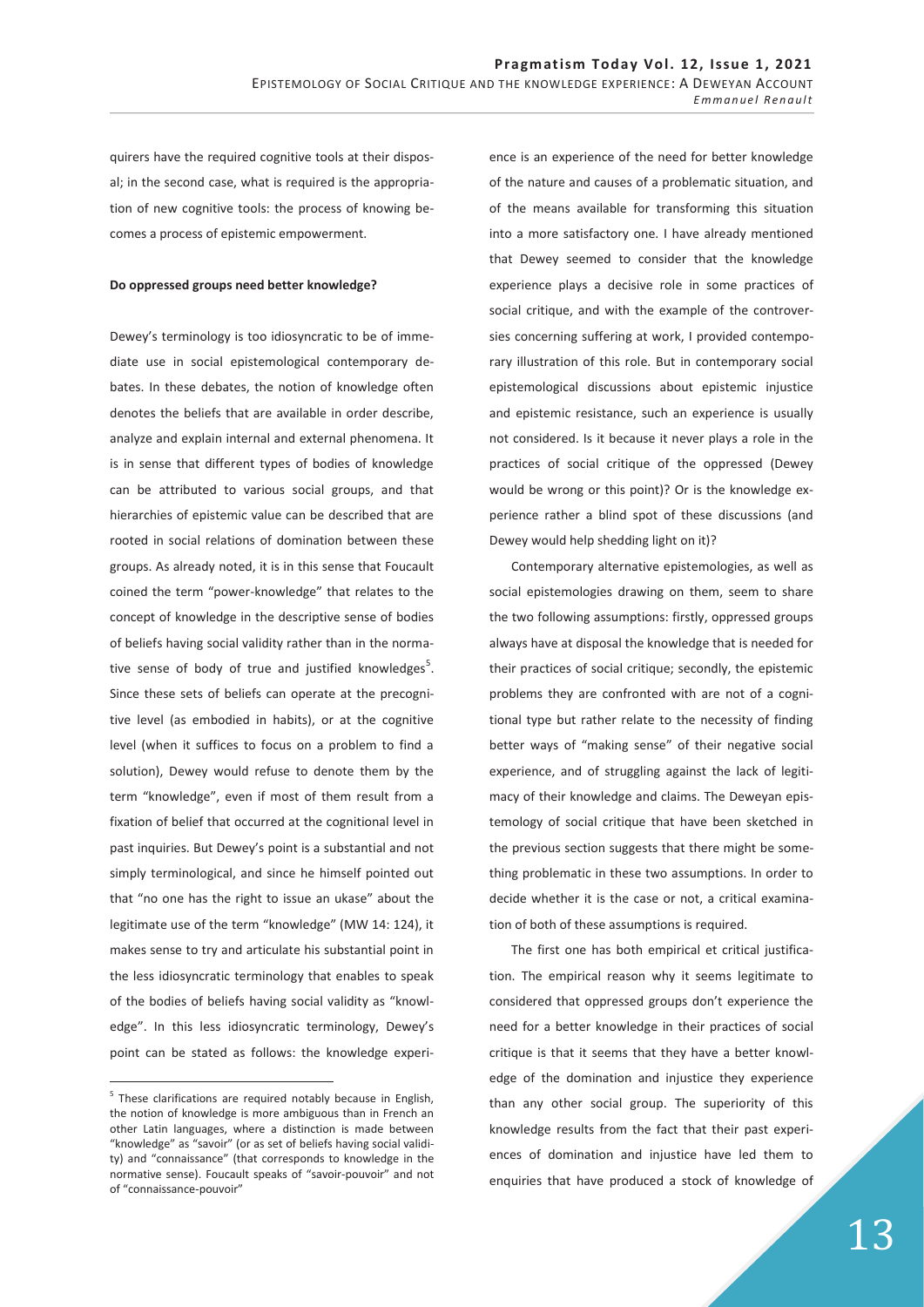quirers have the required cognitive tools at their disposal; in the second case, what is required is the appropriation of new cognitive tools: the process of knowing becomes a process of epistemic empowerment.

**Do oppressed groups need better knowledge?**

Dewey's terminology is too idiosyncratic to be of immediate use in social epistemological contemporary debates. In these debates, the notion of knowledge often denotes the beliefs that are available in order describe, analyze and explain internal and external phenomena. It is in sense that different types of bodies of knowledge can be attributed to various social groups, and that hierarchies of epistemic value can be described that are rooted in social relations of domination between these groups. As already noted, it is in this sense that Foucault coined the term "power-knowledge" that relates to the concept of knowledge in the descriptive sense of bodies of beliefs having social validity rather than in the normative sense of body of true and justified knowledges[5]. Since these sets of beliefs can operate at the precognitive level (as embodied in habits), or at the cognitive level (when it suffices to focus on a problem to find a solution), Dewey would refuse to denote them by the term "knowledge", even if most of them result from a fixation of belief that occurred at the cognitional level in past inquiries. But Dewey's point is a substantial and not simply terminological, and since he himself pointed out that "no one has the right to issue an ukase" about the legitimate use of the term "knowledge" (MW 14: 124), it makes sense to try and articulate his substantial point in the less idiosyncratic terminology that enables to speak of the bodies of beliefs having social validity as "knowledge". In this less idiosyncratic terminology, Dewey's point can be stated as follows: the knowledge experience is an experience of the need for better knowledge of the nature and causes of a problematic situation, and of the means available for transforming this situation into a more satisfactory one. I have already mentioned that Dewey seemed to consider that the knowledge experience plays a decisive role in some practices of social critique, and with the example of the controversies concerning suffering at work, I provided contemporary illustration of this role. But in contemporary social epistemological discussions about epistemic injustice and epistemic resistance, such an experience is usually not considered. Is it because it never plays a role in the practices of social critique of the oppressed (Dewey would be wrong or this point)? Or is the knowledge experience rather a blind spot of these discussions (and Dewey would help shedding light on it)?

Contemporary alternative epistemologies, as well as social epistemologies drawing on them, seem to share the two following assumptions: firstly, oppressed groups always have at disposal the knowledge that is needed for their practices of social critique; secondly, the epistemic problems they are confronted with are not of a cognitional type but rather relate to the necessity of finding better ways of "making sense" of their negative social experience, and of struggling against the lack of legitimacy of their knowledge and claims. The Deweyan epistemology of social critique that have been sketched in the previous section suggests that there might be something problematic in these two assumptions. In order to decide whether it is the case or not, a critical examination of both of these assumptions is required.

The first one has both empirical et critical justification. The empirical reason why it seems legitimate to considered that oppressed groups don't experience the need for a better knowledge in their practices of social critique is that it seems that they have a better knowledge of the domination and injustice they experience than any other social group. The superiority of this knowledge results from the fact that their past experiences of domination and injustice have led them to enquiries that have produced a stock of knowledge of

[5] These clarifications are required notably because in English, the notion of knowledge is more ambiguous than in French an other Latin languages, where a distinction is made between "knowledge" as "savoir" (or as set of beliefs having social validity) and "connaissance" (that corresponds to knowledge in the normative sense). Foucault speaks of "savoir-pouvoir" and not of "connaissance-pouvoir"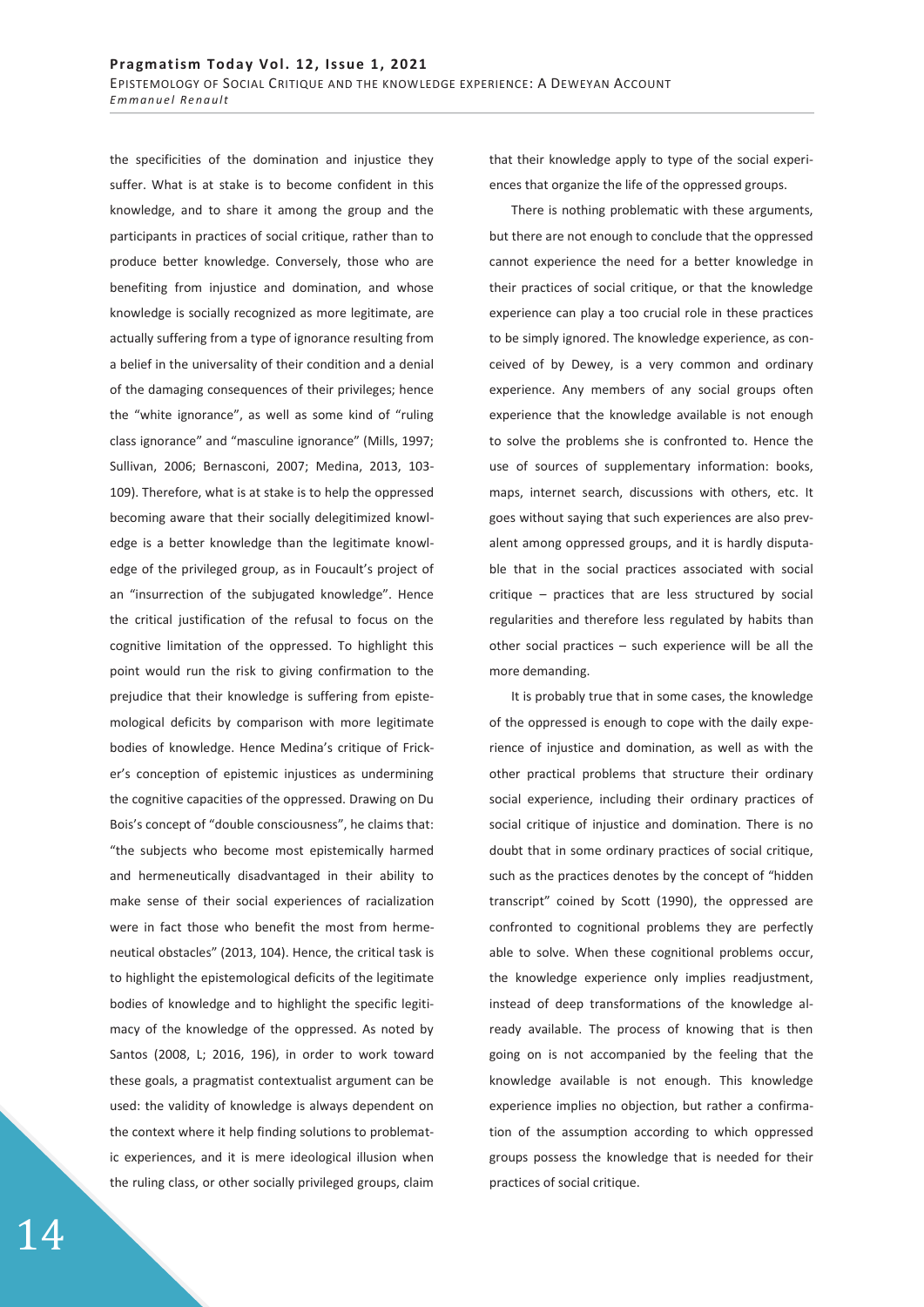the specificities of the domination and injustice they suffer. What is at stake is to become confident in this knowledge, and to share it among the group and the participants in practices of social critique, rather than to produce better knowledge. Conversely, those who are benefiting from injustice and domination, and whose knowledge is socially recognized as more legitimate, are actually suffering from a type of ignorance resulting from a belief in the universality of their condition and a denial of the damaging consequences of their privileges; hence the "white ignorance", as well as some kind of "ruling class ignorance" and "masculine ignorance" (Mills, 1997; Sullivan, 2006; Bernasconi, 2007; Medina, 2013, 103-109). Therefore, what is at stake is to help the oppressed becoming aware that their socially delegitimized knowledge is a better knowledge than the legitimate knowledge of the privileged group, as in Foucault's project of an "insurrection of the subjugated knowledge". Hence the critical justification of the refusal to focus on the cognitive limitation of the oppressed. To highlight this point would run the risk to giving confirmation to the prejudice that their knowledge is suffering from epistemological deficits by comparison with more legitimate bodies of knowledge. Hence Medina's critique of Fricker's conception of epistemic injustices as undermining the cognitive capacities of the oppressed. Drawing on Du Bois's concept of "double consciousness", he claims that: "the subjects who become most epistemically harmed and hermeneutically disadvantaged in their ability to make sense of their social experiences of racialization were in fact those who benefit the most from hermeneutical obstacles" (2013, 104). Hence, the critical task is to highlight the epistemological deficits of the legitimate bodies of knowledge and to highlight the specific legitimacy of the knowledge of the oppressed. As noted by Santos (2008, L; 2016, 196), in order to work toward these goals, a pragmatist contextualist argument can be used: the validity of knowledge is always dependent on the context where it help finding solutions to problematic experiences, and it is mere ideological illusion when the ruling class, or other socially privileged groups, claim that their knowledge apply to type of the social experiences that organize the life of the oppressed groups.

There is nothing problematic with these arguments, but there are not enough to conclude that the oppressed cannot experience the need for a better knowledge in their practices of social critique, or that the knowledge experience can play a too crucial role in these practices to be simply ignored. The knowledge experience, as conceived of by Dewey, is a very common and ordinary experience. Any members of any social groups often experience that the knowledge available is not enough to solve the problems she is confronted to. Hence the use of sources of supplementary information: books, maps, internet search, discussions with others, etc. It goes without saying that such experiences are also prevalent among oppressed groups, and it is hardly disputable that in the social practices associated with social critique – practices that are less structured by social regularities and therefore less regulated by habits than other social practices – such experience will be all the more demanding.

It is probably true that in some cases, the knowledge of the oppressed is enough to cope with the daily experience of injustice and domination, as well as with the other practical problems that structure their ordinary social experience, including their ordinary practices of social critique of injustice and domination. There is no doubt that in some ordinary practices of social critique, such as the practices denotes by the concept of "hidden transcript" coined by Scott (1990), the oppressed are confronted to cognitional problems they are perfectly able to solve. When these cognitional problems occur, the knowledge experience only implies readjustment, instead of deep transformations of the knowledge already available. The process of knowing that is then going on is not accompanied by the feeling that the knowledge available is not enough. This knowledge experience implies no objection, but rather a confirmation of the assumption according to which oppressed groups possess the knowledge that is needed for their practices of social critique.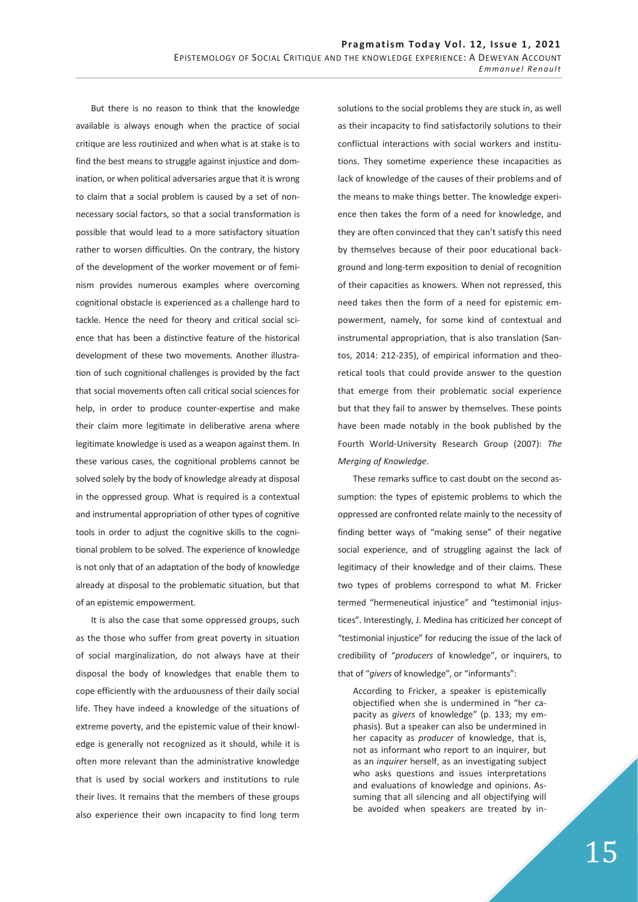But there is no reason to think that the knowledge available is always enough when the practice of social critique are less routinized and when what is at stake is to find the best means to struggle against injustice and domination, or when political adversaries argue that it is wrong to claim that a social problem is caused by a set of non-necessary social factors, so that a social transformation is possible that would lead to a more satisfactory situation rather to worsen difficulties. On the contrary, the history of the development of the worker movement or of feminism provides numerous examples where overcoming cognitional obstacle is experienced as a challenge hard to tackle. Hence the need for theory and critical social science that has been a distinctive feature of the historical development of these two movements. Another illustration of such cognitional challenges is provided by the fact that social movements often call critical social sciences for help, in order to produce counter-expertise and make their claim more legitimate in deliberative arena where legitimate knowledge is used as a weapon against them. In these various cases, the cognitional problems cannot be solved solely by the body of knowledge already at disposal in the oppressed group. What is required is a contextual and instrumental appropriation of other types of cognitive tools in order to adjust the cognitive skills to the cognitional problem to be solved. The experience of knowledge is not only that of an adaptation of the body of knowledge already at disposal to the problematic situation, but that of an epistemic empowerment.

It is also the case that some oppressed groups, such as the those who suffer from great poverty in situation of social marginalization, do not always have at their disposal the body of knowledges that enable them to cope efficiently with the arduousness of their daily social life. They have indeed a knowledge of the situations of extreme poverty, and the epistemic value of their knowledge is generally not recognized as it should, while it is often more relevant than the administrative knowledge that is used by social workers and institutions to rule their lives. It remains that the members of these groups also experience their own incapacity to find long term solutions to the social problems they are stuck in, as well as their incapacity to find satisfactorily solutions to their conflictual interactions with social workers and institutions. They sometime experience these incapacities as lack of knowledge of the causes of their problems and of the means to make things better. The knowledge experience then takes the form of a need for knowledge, and they are often convinced that they can't satisfy this need by themselves because of their poor educational background and long-term exposition to denial of recognition of their capacities as knowers. When not repressed, this need takes then the form of a need for epistemic empowerment, namely, for some kind of contextual and instrumental appropriation, that is also translation (Santos, 2014: 212-235), of empirical information and theoretical tools that could provide answer to the question that emerge from their problematic social experience but that they fail to answer by themselves. These points have been made notably in the book published by the Fourth World-University Research Group (2007): *The Merging of Knowledge*.

These remarks suffice to cast doubt on the second assumption: the types of epistemic problems to which the oppressed are confronted relate mainly to the necessity of finding better ways of "making sense" of their negative social experience, and of struggling against the lack of legitimacy of their knowledge and of their claims. These two types of problems correspond to what M. Fricker termed "hermeneutical injustice" and "testimonial injustices". Interestingly, J. Medina has criticized her concept of "testimonial injustice" for reducing the issue of the lack of credibility of "*producers* of knowledge", or inquirers, to that of "*givers* of knowledge", or "informants":

> According to Fricker, a speaker is epistemically objectified when she is undermined in "her capacity as *givers* of knowledge" (p. 133; my emphasis). But a speaker can also be undermined in her capacity as *producer* of knowledge, that is, not as informant who report to an inquirer, but as an *inquirer* herself, as an investigating subject who asks questions and issues interpretations and evaluations of knowledge and opinions. Assuming that all silencing and all objectifying will be avoided when speakers are treated by in-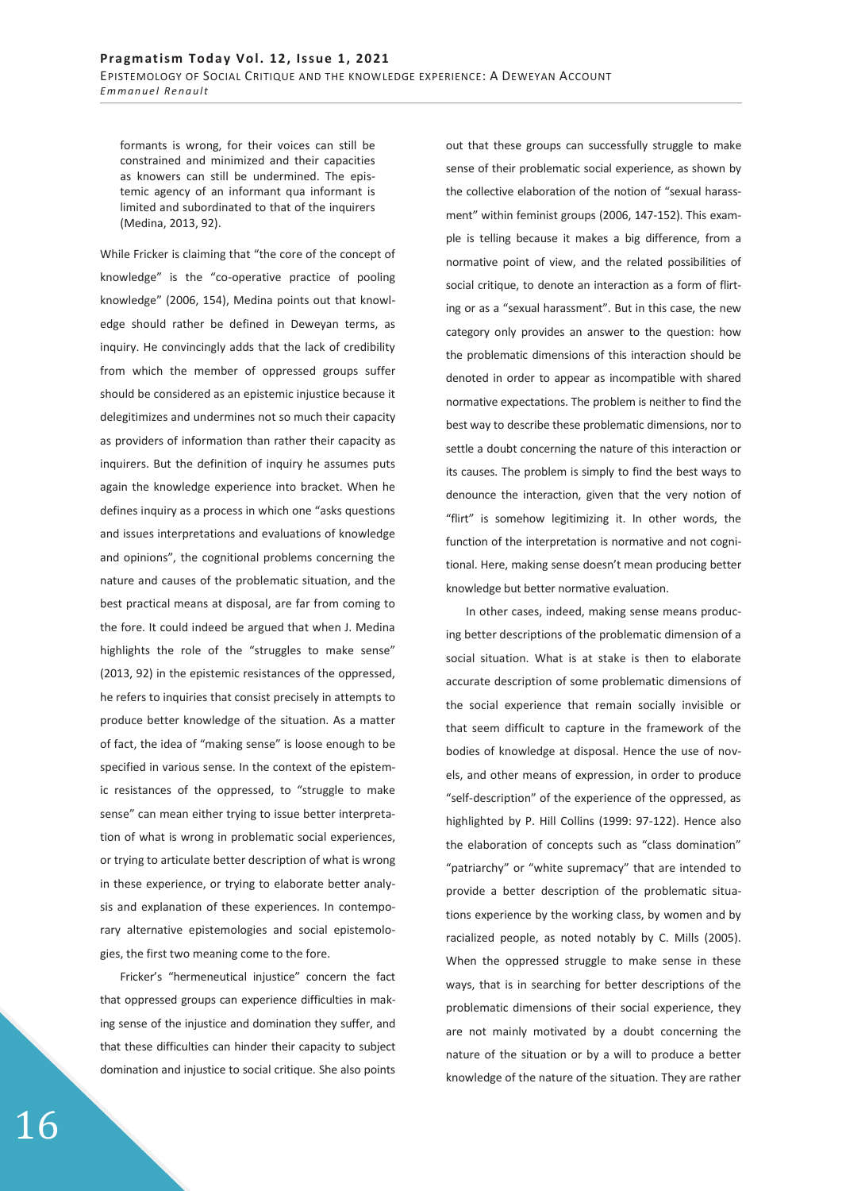formants is wrong, for their voices can still be constrained and minimized and their capacities as knowers can still be undermined. The epistemic agency of an informant qua informant is limited and subordinated to that of the inquirers (Medina, 2013, 92).

While Fricker is claiming that "the core of the concept of knowledge" is the "co-operative practice of pooling knowledge" (2006, 154), Medina points out that knowledge should rather be defined in Deweyan terms, as inquiry. He convincingly adds that the lack of credibility from which the member of oppressed groups suffer should be considered as an epistemic injustice because it delegitimizes and undermines not so much their capacity as providers of information than rather their capacity as inquirers. But the definition of inquiry he assumes puts again the knowledge experience into bracket. When he defines inquiry as a process in which one "asks questions and issues interpretations and evaluations of knowledge and opinions", the cognitional problems concerning the nature and causes of the problematic situation, and the best practical means at disposal, are far from coming to the fore. It could indeed be argued that when J. Medina highlights the role of the "struggles to make sense" (2013, 92) in the epistemic resistances of the oppressed, he refers to inquiries that consist precisely in attempts to produce better knowledge of the situation. As a matter of fact, the idea of "making sense" is loose enough to be specified in various sense. In the context of the epistemic resistances of the oppressed, to "struggle to make sense" can mean either trying to issue better interpretation of what is wrong in problematic social experiences, or trying to articulate better description of what is wrong in these experience, or trying to elaborate better analysis and explanation of these experiences. In contemporary alternative epistemologies and social epistemologies, the first two meaning come to the fore.

Fricker's "hermeneutical injustice" concern the fact that oppressed groups can experience difficulties in making sense of the injustice and domination they suffer, and that these difficulties can hinder their capacity to subject domination and injustice to social critique. She also points out that these groups can successfully struggle to make sense of their problematic social experience, as shown by the collective elaboration of the notion of "sexual harassment" within feminist groups (2006, 147-152). This example is telling because it makes a big difference, from a normative point of view, and the related possibilities of social critique, to denote an interaction as a form of flirting or as a "sexual harassment". But in this case, the new category only provides an answer to the question: how the problematic dimensions of this interaction should be denoted in order to appear as incompatible with shared normative expectations. The problem is neither to find the best way to describe these problematic dimensions, nor to settle a doubt concerning the nature of this interaction or its causes. The problem is simply to find the best ways to denounce the interaction, given that the very notion of "flirt" is somehow legitimizing it. In other words, the function of the interpretation is normative and not cognitional. Here, making sense doesn't mean producing better knowledge but better normative evaluation.

In other cases, indeed, making sense means producing better descriptions of the problematic dimension of a social situation. What is at stake is then to elaborate accurate description of some problematic dimensions of the social experience that remain socially invisible or that seem difficult to capture in the framework of the bodies of knowledge at disposal. Hence the use of novels, and other means of expression, in order to produce "self-description" of the experience of the oppressed, as highlighted by P. Hill Collins (1999: 97-122). Hence also the elaboration of concepts such as "class domination" "patriarchy" or "white supremacy" that are intended to provide a better description of the problematic situations experience by the working class, by women and by racialized people, as noted notably by C. Mills (2005). When the oppressed struggle to make sense in these ways, that is in searching for better descriptions of the problematic dimensions of their social experience, they are not mainly motivated by a doubt concerning the nature of the situation or by a will to produce a better knowledge of the nature of the situation. They are rather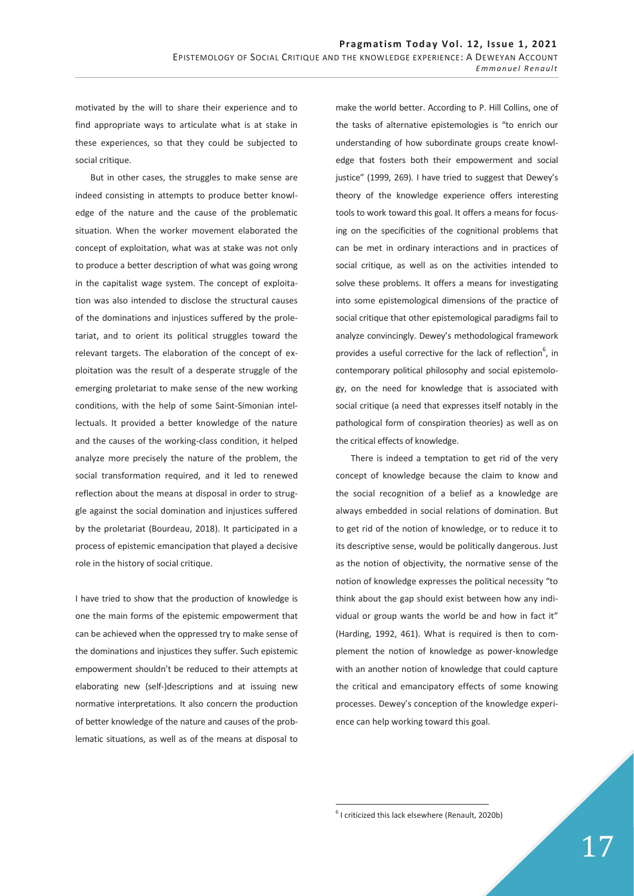motivated by the will to share their experience and to find appropriate ways to articulate what is at stake in these experiences, so that they could be subjected to social critique.

But in other cases, the struggles to make sense are indeed consisting in attempts to produce better knowledge of the nature and the cause of the problematic situation. When the worker movement elaborated the concept of exploitation, what was at stake was not only to produce a better description of what was going wrong in the capitalist wage system. The concept of exploitation was also intended to disclose the structural causes of the dominations and injustices suffered by the proletariat, and to orient its political struggles toward the relevant targets. The elaboration of the concept of exploitation was the result of a desperate struggle of the emerging proletariat to make sense of the new working conditions, with the help of some Saint-Simonian intellectuals. It provided a better knowledge of the nature and the causes of the working-class condition, it helped analyze more precisely the nature of the problem, the social transformation required, and it led to renewed reflection about the means at disposal in order to struggle against the social domination and injustices suffered by the proletariat (Bourdeau, 2018). It participated in a process of epistemic emancipation that played a decisive role in the history of social critique.

I have tried to show that the production of knowledge is one the main forms of the epistemic empowerment that can be achieved when the oppressed try to make sense of the dominations and injustices they suffer. Such epistemic empowerment shouldn't be reduced to their attempts at elaborating new (self-)descriptions and at issuing new normative interpretations. It also concern the production of better knowledge of the nature and causes of the problematic situations, as well as of the means at disposal to make the world better. According to P. Hill Collins, one of the tasks of alternative epistemologies is "to enrich our understanding of how subordinate groups create knowledge that fosters both their empowerment and social justice" (1999, 269). I have tried to suggest that Dewey's theory of the knowledge experience offers interesting tools to work toward this goal. It offers a means for focusing on the specificities of the cognitional problems that can be met in ordinary interactions and in practices of social critique, as well as on the activities intended to solve these problems. It offers a means for investigating into some epistemological dimensions of the practice of social critique that other epistemological paradigms fail to analyze convincingly. Dewey's methodological framework provides a useful corrective for the lack of reflection[6], in contemporary political philosophy and social epistemology, on the need for knowledge that is associated with social critique (a need that expresses itself notably in the pathological form of conspiration theories) as well as on the critical effects of knowledge.

There is indeed a temptation to get rid of the very concept of knowledge because the claim to know and the social recognition of a belief as a knowledge are always embedded in social relations of domination. But to get rid of the notion of knowledge, or to reduce it to its descriptive sense, would be politically dangerous. Just as the notion of objectivity, the normative sense of the notion of knowledge expresses the political necessity "to think about the gap should exist between how any individual or group wants the world be and how in fact it" (Harding, 1992, 461). What is required is then to complement the notion of knowledge as power-knowledge with an another notion of knowledge that could capture the critical and emancipatory effects of some knowing processes. Dewey's conception of the knowledge experience can help working toward this goal.

[6] I criticized this lack elsewhere (Renault, 2020b)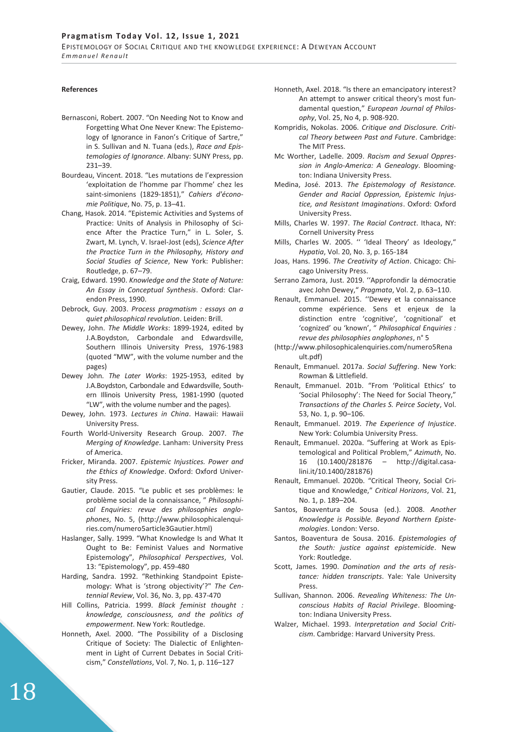**References**

Bernasconi, Robert. 2007. "On Needing Not to Know and Forgetting What One Never Knew: The Epistemology of Ignorance in Fanon's Critique of Sartre," in S. Sullivan and N. Tuana (eds.), *Race and Epistemologies of Ignorance*. Albany: SUNY Press, pp. 231–39.

Bourdeau, Vincent. 2018. "Les mutations de l'expression 'exploitation de l'homme par l'homme' chez les saint-simoniens (1829-1851)," *Cahiers d'économie Politique*, No. 75, p. 13–41.

Chang, Hasok. 2014. "Epistemic Activities and Systems of Practice: Units of Analysis in Philosophy of Science After the Practice Turn," in L. Soler, S. Zwart, M. Lynch, V. Israel-Jost (eds), *Science After the Practice Turn in the Philosophy, History and Social Studies of Science*, New York: Publisher: Routledge, p. 67–79.

Craig, Edward. 1990. *Knowledge and the State of Nature: An Essay in Conceptual Synthesis*. Oxford: Clarendon Press, 1990.

Debrock, Guy. 2003. *Process pragmatism : essays on a quiet philosophical revolution*. Leiden: Brill.

Dewey, John. *The Middle Works*: 1899-1924, edited by J.A.Boydston, Carbondale and Edwardsville, Southern Illinois University Press, 1976-1983 (quoted "MW", with the volume number and the pages)

Dewey John. *The Later Works*: 1925-1953, edited by J.A.Boydston, Carbondale and Edwardsville, Southern Illinois University Press, 1981-1990 (quoted "LW", with the volume number and the pages).

Dewey, John. 1973. *Lectures in China*. Hawaii: Hawaii University Press.

Fourth World-University Research Group. 2007. *The Merging of Knowledge*. Lanham: University Press of America.

Fricker, Miranda. 2007. *Epistemic Injustices. Power and the Ethics of Knowledge*. Oxford: Oxford University Press.

Gautier, Claude. 2015. "Le public et ses problèmes: le problème social de la connaissance, " *Philosophical Enquiries: revue des philosophies anglophones*, No. 5, (http://www.philosophicalenquiries.com/numero5article3Gautier.html)

Haslanger, Sally. 1999. "What Knowledge Is and What It Ought to Be: Feminist Values and Normative Epistemology", *Philosophical Perspectives*, Vol. 13: "Epistemology", pp. 459-480

Harding, Sandra. 1992. "Rethinking Standpoint Epistemology: What is 'strong objectivity'?" *The Centennial Review*, Vol. 36, No. 3, pp. 437-470

Hill Collins, Patricia. 1999. *Black feminist thought : knowledge, consciousness, and the politics of empowerment*. New York: Routledge.

Honneth, Axel. 2000. "The Possibility of a Disclosing Critique of Society: The Dialectic of Enlightenment in Light of Current Debates in Social Criticism," *Constellations*, Vol. 7, No. 1, p. 116–127

Honneth, Axel. 2018. "Is there an emancipatory interest? An attempt to answer critical theory's most fundamental question," *European Journal of Philosophy*, Vol. 25, No 4, p. 908-920.

Kompridis, Nokolas. 2006. *Critique and Disclosure. Critical Theory between Past and Future*. Cambridge: The MIT Press.

Mc Worther, Ladelle. 2009. *Racism and Sexual Oppression in Anglo-America: A Genealogy*. Bloomington: Indiana University Press.

Medina, José. 2013. *The Epistemology of Resistance. Gender and Racial Oppression, Epistemic Injustice, and Resistant Imaginations*. Oxford: Oxford University Press.

Mills, Charles W. 1997. *The Racial Contract*. Ithaca, NY: Cornell University Press

Mills, Charles W. 2005. '' 'Ideal Theory' as Ideology," *Hypatia*, Vol. 20, No. 3, p. 165-184

Joas, Hans. 1996. *The Creativity of Action*. Chicago: Chicago University Press.

Serrano Zamora, Just. 2019. ''Approfondir la démocratie avec John Dewey," *Pragmata*, Vol. 2, p. 63–110.

Renault, Emmanuel. 2015. ''Dewey et la connaissance comme expérience. Sens et enjeux de la distinction entre 'cognitive', 'cognitional' et 'cognized' ou 'known', " *Philosophical Enquiries : revue des philosophies anglophones*, n° 5 (http://www.philosophicalenquiries.com/numero5Renault.pdf)

Renault, Emmanuel. 2017a. *Social Suffering*. New York: Rowman & Littlefield.

Renault, Emmanuel. 201b. "From 'Political Ethics' to 'Social Philosophy': The Need for Social Theory," *Transactions of the Charles S. Peirce Society*, Vol. 53, No. 1, p. 90–106.

Renault, Emmanuel. 2019. *The Experience of Injustice*. New York: Columbia University Press.

Renault, Emmanuel. 2020a. "Suffering at Work as Epistemological and Political Problem," *Azimuth*, No. 16 (10.1400/281876 – http://digital.casalini.it/10.1400/281876)

Renault, Emmanuel. 2020b. "Critical Theory, Social Critique and Knowledge," *Critical Horizons*, Vol. 21, No. 1, p. 189–204.

Santos, Boaventura de Sousa (ed.). 2008. *Another Knowledge is Possible. Beyond Northern Epistemologies*. London: Verso.

Santos, Boaventura de Sousa. 2016. *Epistemologies of the South: justice against epistemicide*. New York: Routledge.

Scott, James. 1990. *Domination and the arts of resistance: hidden transcripts*. Yale: Yale University Press.

Sullivan, Shannon. 2006. *Revealing Whiteness: The Unconscious Habits of Racial Privilege*. Bloomington: Indiana University Press.

Walzer, Michael. 1993. *Interpretation and Social Criticism*. Cambridge: Harvard University Press.